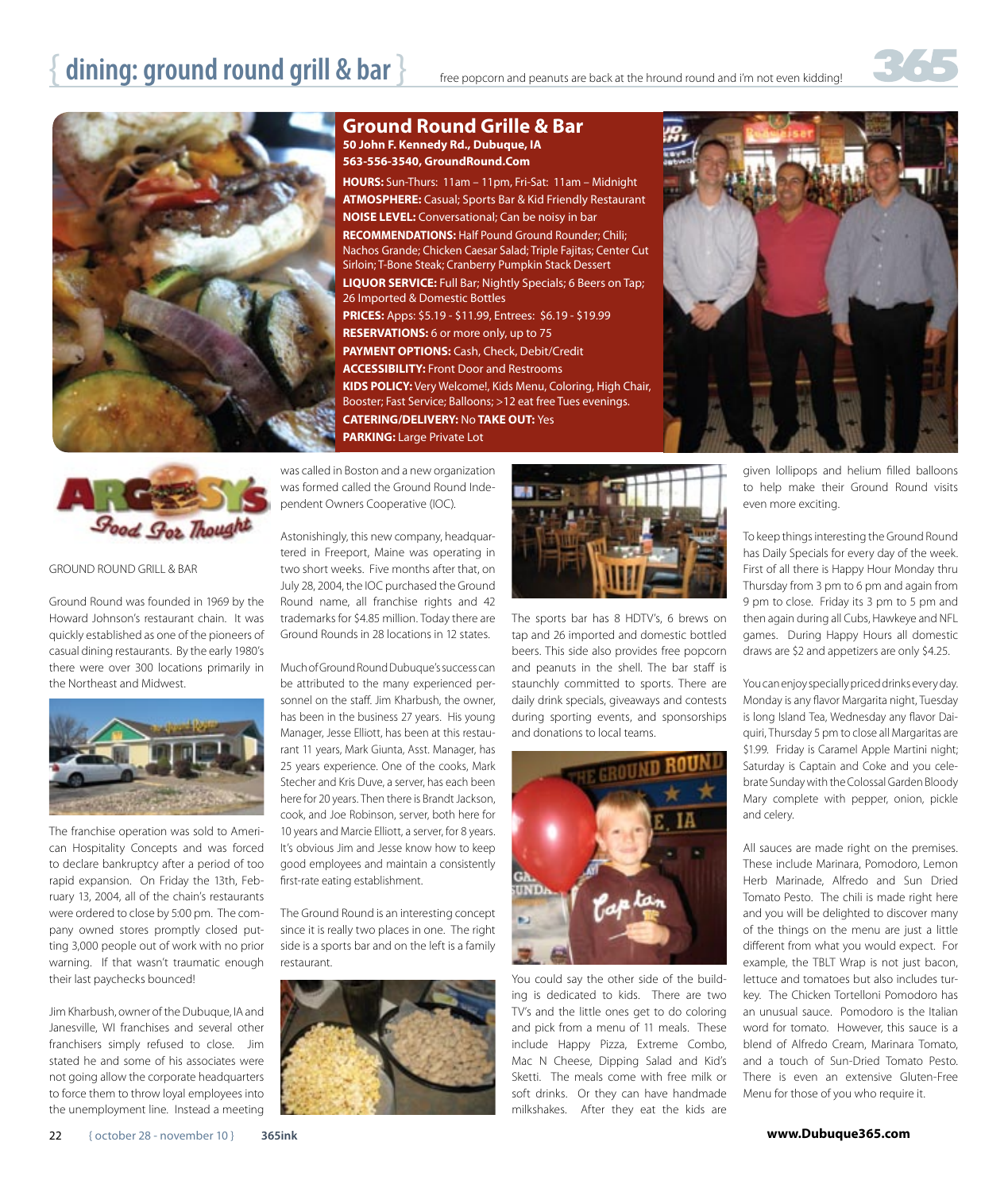# { dining: ground round grill & bar }

free popcorn and peanuts are back at the hround round and i'm not even kidding!

## Ground Round Grille & Bar

**50 John F. Kennedy Rd., Dubuque, IA**
**563-556-3540, GroundRound.Com**

**HOURS:** Sun-Thurs: 11am – 11pm, Fri-Sat: 11am – Midnight
**ATMOSPHERE:** Casual; Sports Bar & Kid Friendly Restaurant
**NOISE LEVEL:** Conversational; Can be noisy in bar
**RECOMMENDATIONS:** Half Pound Ground Rounder; Chili; Nachos Grande; Chicken Caesar Salad; Triple Fajitas; Center Cut Sirloin; T-Bone Steak; Cranberry Pumpkin Stack Dessert
**LIQUOR SERVICE:** Full Bar; Nightly Specials; 6 Beers on Tap; 26 Imported & Domestic Bottles
**PRICES:** Apps: $5.19 - $11.99, Entrees: $6.19 - $19.99
**RESERVATIONS:** 6 or more only, up to 75
**PAYMENT OPTIONS:** Cash, Check, Debit/Credit
**ACCESSIBILITY:** Front Door and Restrooms
**KIDS POLICY:** Very Welcome!, Kids Menu, Coloring, High Chair, Booster; Fast Service; Balloons; >12 eat free Tues evenings.
**CATERING/DELIVERY:** No **TAKE OUT:** Yes
**PARKING:** Large Private Lot

ARGOSY'S Food For Thought

GROUND ROUND GRILL & BAR

Ground Round was founded in 1969 by the Howard Johnson's restaurant chain. It was quickly established as one of the pioneers of casual dining restaurants. By the early 1980's there were over 300 locations primarily in the Northeast and Midwest.

The franchise operation was sold to American Hospitality Concepts and was forced to declare bankruptcy after a period of too rapid expansion. On Friday the 13th, February 13, 2004, all of the chain's restaurants were ordered to close by 5:00 pm. The company owned stores promptly closed putting 3,000 people out of work with no prior warning. If that wasn't traumatic enough their last paychecks bounced!

Jim Kharbush, owner of the Dubuque, IA and Janesville, WI franchises and several other franchisers simply refused to close. Jim stated he and some of his associates were not going allow the corporate headquarters to force them to throw loyal employees into the unemployment line. Instead a meeting was called in Boston and a new organization was formed called the Ground Round Independent Owners Cooperative (IOC).

Astonishingly, this new company, headquartered in Freeport, Maine was operating in two short weeks. Five months after that, on July 28, 2004, the IOC purchased the Ground Round name, all franchise rights and 42 trademarks for $4.85 million. Today there are Ground Rounds in 28 locations in 12 states.

Much of Ground Round Dubuque's success can be attributed to the many experienced personnel on the staff. Jim Kharbush, the owner, has been in the business 27 years. His young Manager, Jesse Elliott, has been at this restaurant 11 years, Mark Giunta, Asst. Manager, has 25 years experience. One of the cooks, Mark Stecher and Kris Duve, a server, has each been here for 20 years. Then there is Brandt Jackson, cook, and Joe Robinson, server, both here for 10 years and Marcie Elliott, a server, for 8 years. It's obvious Jim and Jesse know how to keep good employees and maintain a consistently first-rate eating establishment.

The Ground Round is an interesting concept since it is really two places in one. The right side is a sports bar and on the left is a family restaurant.

The sports bar has 8 HDTV's, 6 brews on tap and 26 imported and domestic bottled beers. This side also provides free popcorn and peanuts in the shell. The bar staff is staunchly committed to sports. There are daily drink specials, giveaways and contests during sporting events, and sponsorships and donations to local teams.

You could say the other side of the building is dedicated to kids. There are two TV's and the little ones get to do coloring and pick from a menu of 11 meals. These include Happy Pizza, Extreme Combo, Mac N Cheese, Dipping Salad and Kid's Sketti. The meals come with free milk or soft drinks. Or they can have handmade milkshakes. After they eat the kids are given lollipops and helium filled balloons to help make their Ground Round visits even more exciting.

To keep things interesting the Ground Round has Daily Specials for every day of the week. First of all there is Happy Hour Monday thru Thursday from 3 pm to 6 pm and again from 9 pm to close. Friday its 3 pm to 5 pm and then again during all Cubs, Hawkeye and NFL games. During Happy Hours all domestic draws are $2 and appetizers are only $4.25.

You can enjoy specially priced drinks every day. Monday is any flavor Margarita night, Tuesday is long Island Tea, Wednesday any flavor Daiquiri, Thursday 5 pm to close all Margaritas are $1.99. Friday is Caramel Apple Martini night; Saturday is Captain and Coke and you celebrate Sunday with the Colossal Garden Bloody Mary complete with pepper, onion, pickle and celery.

All sauces are made right on the premises. These include Marinara, Pomodoro, Lemon Herb Marinade, Alfredo and Sun Dried Tomato Pesto. The chili is made right here and you will be delighted to discover many of the things on the menu are just a little different from what you would expect. For example, the TBLT Wrap is not just bacon, lettuce and tomatoes but also includes turkey. The Chicken Tortelloni Pomodoro has an unusual sauce. Pomodoro is the Italian word for tomato. However, this sauce is a blend of Alfredo Cream, Marinara Tomato, and a touch of Sun-Dried Tomato Pesto. There is even an extensive Gluten-Free Menu for those of you who require it.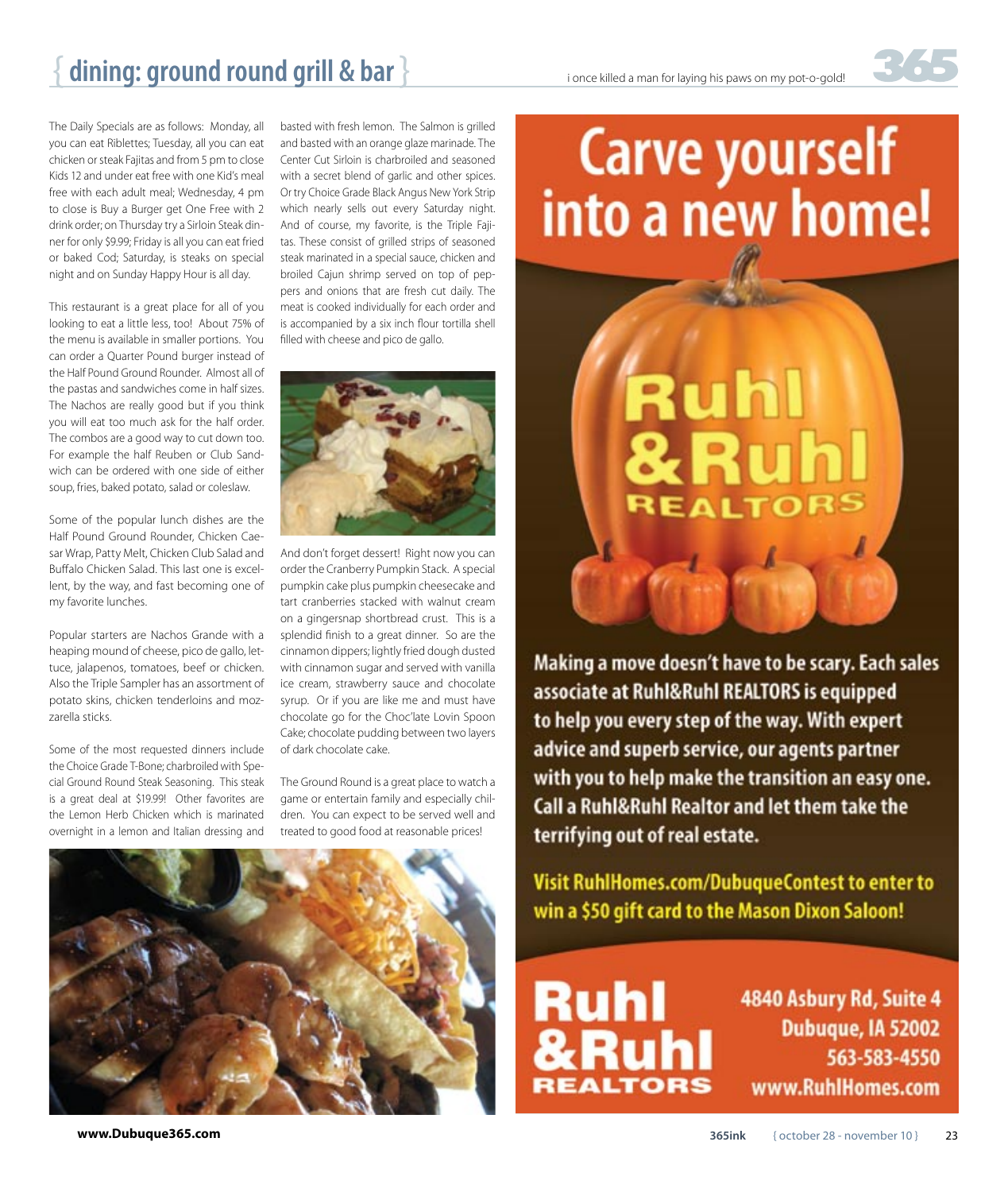# dining: ground round grill & bar

i once killed a man for laying his paws on my pot-o-gold!

The Daily Specials are as follows: Monday, all you can eat Riblettes; Tuesday, all you can eat chicken or steak Fajitas and from 5 pm to close Kids 12 and under eat free with one Kid's meal free with each adult meal; Wednesday, 4 pm to close is Buy a Burger get One Free with 2 drink order; on Thursday try a Sirloin Steak dinner for only $9.99; Friday is all you can eat fried or baked Cod; Saturday, is steaks on special night and on Sunday Happy Hour is all day.

This restaurant is a great place for all of you looking to eat a little less, too! About 75% of the menu is available in smaller portions. You can order a Quarter Pound burger instead of the Half Pound Ground Rounder. Almost all of the pastas and sandwiches come in half sizes. The Nachos are really good but if you think you will eat too much ask for the half order. The combos are a good way to cut down too. For example the half Reuben or Club Sandwich can be ordered with one side of either soup, fries, baked potato, salad or coleslaw.

Some of the popular lunch dishes are the Half Pound Ground Rounder, Chicken Caesar Wrap, Patty Melt, Chicken Club Salad and Buffalo Chicken Salad. This last one is excellent, by the way, and fast becoming one of my favorite lunches.

Popular starters are Nachos Grande with a heaping mound of cheese, pico de gallo, lettuce, jalapenos, tomatoes, beef or chicken. Also the Triple Sampler has an assortment of potato skins, chicken tenderloins and mozzarella sticks.

Some of the most requested dinners include the Choice Grade T-Bone; charbroiled with Special Ground Round Steak Seasoning. This steak is a great deal at $19.99! Other favorites are the Lemon Herb Chicken which is marinated overnight in a lemon and Italian dressing and basted with fresh lemon. The Salmon is grilled and basted with an orange glaze marinade. The Center Cut Sirloin is charbroiled and seasoned with a secret blend of garlic and other spices. Or try Choice Grade Black Angus New York Strip which nearly sells out every Saturday night. And of course, my favorite, is the Triple Fajitas. These consist of grilled strips of seasoned steak marinated in a special sauce, chicken and broiled Cajun shrimp served on top of peppers and onions that are fresh cut daily. The meat is cooked individually for each order and is accompanied by a six inch flour tortilla shell filled with cheese and pico de gallo.

And don't forget dessert! Right now you can order the Cranberry Pumpkin Stack. A special pumpkin cake plus pumpkin cheesecake and tart cranberries stacked with walnut cream on a gingersnap shortbread crust. This is a splendid finish to a great dinner. So are the cinnamon dippers; lightly fried dough dusted with cinnamon sugar and served with vanilla ice cream, strawberry sauce and chocolate syrup. Or if you are like me and must have chocolate go for the Choc'late Lovin Spoon Cake; chocolate pudding between two layers of dark chocolate cake.

The Ground Round is a great place to watch a game or entertain family and especially children. You can expect to be served well and treated to good food at reasonable prices!

## Carve yourself into a new home!

Ruhl &Ruhl REALTORS

Making a move doesn't have to be scary. Each sales associate at Ruhl&Ruhl REALTORS is equipped to help you every step of the way. With expert advice and superb service, our agents partner with you to help make the transition an easy one. Call a Ruhl&Ruhl Realtor and let them take the terrifying out of real estate.

**Visit RuhlHomes.com/DubuqueContest to enter to win a $50 gift card to the Mason Dixon Saloon!**

Ruhl &Ruhl REALTORS

4840 Asbury Rd, Suite 4
Dubuque, IA 52002
563-583-4550
www.RuhlHomes.com